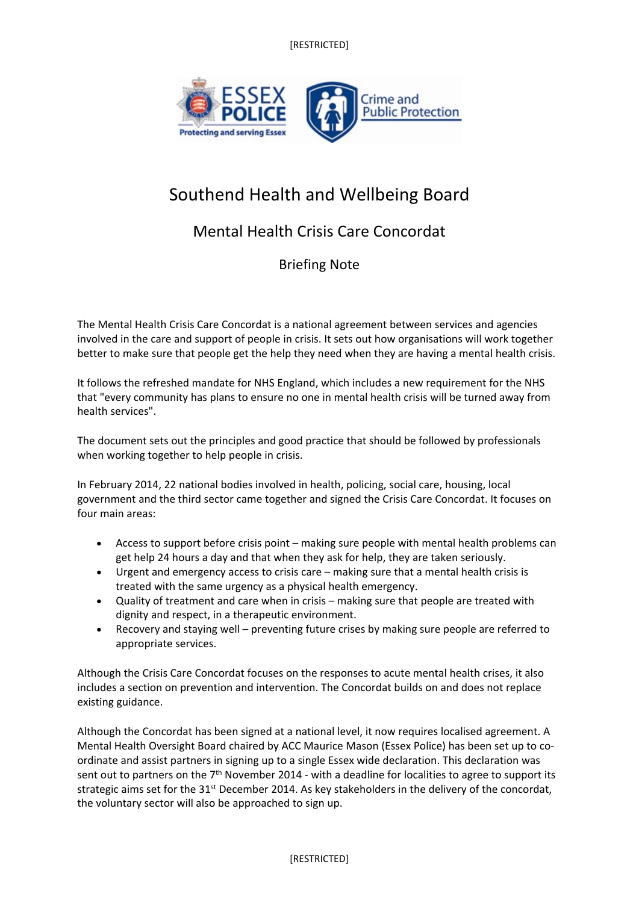# Southend Health and Wellbeing Board

## Mental Health Crisis Care Concordat

### Briefing Note

The Mental Health Crisis Care Concordat is a national agreement between services and agencies involved in the care and support of people in crisis. It sets out how organisations will work together better to make sure that people get the help they need when they are having a mental health crisis.

It follows the refreshed mandate for NHS England, which includes a new requirement for the NHS that "every community has plans to ensure no one in mental health crisis will be turned away from health services".

The document sets out the principles and good practice that should be followed by professionals when working together to help people in crisis.

In February 2014, 22 national bodies involved in health, policing, social care, housing, local government and the third sector came together and signed the Crisis Care Concordat. It focuses on four main areas:

- Access to support before crisis point – making sure people with mental health problems can get help 24 hours a day and that when they ask for help, they are taken seriously.
- Urgent and emergency access to crisis care – making sure that a mental health crisis is treated with the same urgency as a physical health emergency.
- Quality of treatment and care when in crisis – making sure that people are treated with dignity and respect, in a therapeutic environment.
- Recovery and staying well – preventing future crises by making sure people are referred to appropriate services.

Although the Crisis Care Concordat focuses on the responses to acute mental health crises, it also includes a section on prevention and intervention. The Concordat builds on and does not replace existing guidance.

Although the Concordat has been signed at a national level, it now requires localised agreement. A Mental Health Oversight Board chaired by ACC Maurice Mason (Essex Police) has been set up to co-ordinate and assist partners in signing up to a single Essex wide declaration. This declaration was sent out to partners on the 7th November 2014 - with a deadline for localities to agree to support its strategic aims set for the 31st December 2014. As key stakeholders in the delivery of the concordat, the voluntary sector will also be approached to sign up.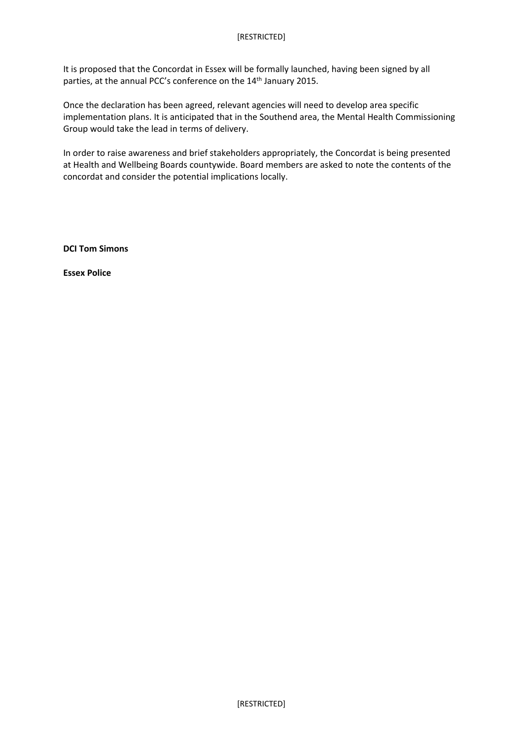It is proposed that the Concordat in Essex will be formally launched, having been signed by all parties, at the annual PCC's conference on the 14th January 2015.

Once the declaration has been agreed, relevant agencies will need to develop area specific implementation plans. It is anticipated that in the Southend area, the Mental Health Commissioning Group would take the lead in terms of delivery.

In order to raise awareness and brief stakeholders appropriately, the Concordat is being presented at Health and Wellbeing Boards countywide. Board members are asked to note the contents of the concordat and consider the potential implications locally.

**DCI Tom Simons**

**Essex Police**